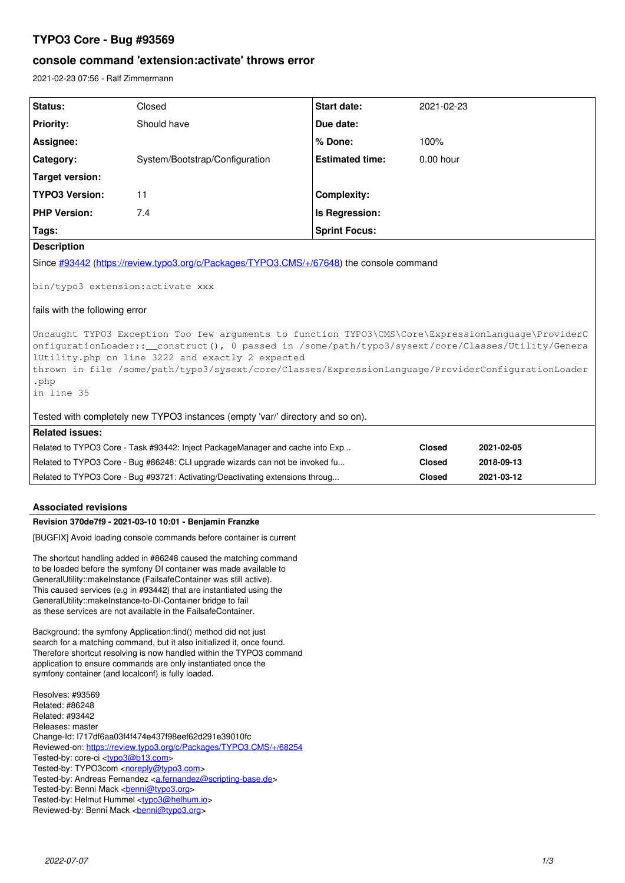# TYPO3 Core - Bug #93569

## console command 'extension:activate' throws error

2021-02-23 07:56 - Ralf Zimmermann

| Status: | Closed | Start date: | 2021-02-23 |
|---|---|---|---|
| Priority: | Should have | Due date: | |
| Assignee: | | % Done: | 100% |
| Category: | System/Bootstrap/Configuration | Estimated time: | 0.00 hour |
| Target version: | | | |
| TYPO3 Version: | 11 | Complexity: | |
| PHP Version: | 7.4 | Is Regression: | |
| Tags: | | Sprint Focus: | |

**Description**

Since #93442 (https://review.typo3.org/c/Packages/TYPO3.CMS/+/67648) the console command

```
bin/typo3 extension:activate xxx
```

fails with the following error

```
Uncaught TYPO3 Exception Too few arguments to function TYPO3\CMS\Core\ExpressionLanguage\ProviderConfigurationLoader::__construct(), 0 passed in /some/path/typo3/sysext/core/Classes/Utility/GeneralUtility.php on line 3222 and exactly 2 expected
thrown in file /some/path/typo3/sysext/core/Classes/ExpressionLanguage/ProviderConfigurationLoader.php
in line 35
```

Tested with completely new TYPO3 instances (empty 'var/' directory and so on).

**Related issues:**

| | | |
|---|---|---|
| Related to TYPO3 Core - Task #93442: Inject PackageManager and cache into Exp... | Closed | 2021-02-05 |
| Related to TYPO3 Core - Bug #86248: CLI upgrade wizards can not be invoked fu... | Closed | 2018-09-13 |
| Related to TYPO3 Core - Bug #93721: Activating/Deactivating extensions throug... | Closed | 2021-03-12 |

### Associated revisions

**Revision 370de7f9 - 2021-03-10 10:01 - Benjamin Franzke**

[BUGFIX] Avoid loading console commands before container is current

The shortcut handling added in #86248 caused the matching command
to be loaded before the symfony DI container was made available to
GeneralUtility::makeInstance (FailsafeContainer was still active).
This caused services (e.g in #93442) that are instantiated using the
GeneralUtility::makeInstance-to-DI-Container bridge to fail
as these services are not available in the FailsafeContainer.

Background: the symfony Application:find() method did not just
search for a matching command, but it also initialized it, once found.
Therefore shortcut resolving is now handled within the TYPO3 command
application to ensure commands are only instantiated once the
symfony container (and localconf) is fully loaded.

Resolves: #93569
Related: #86248
Related: #93442
Releases: master
Change-Id: I717df6aa03f4f474e437f98eef62d291e39010fc
Reviewed-on: https://review.typo3.org/c/Packages/TYPO3.CMS/+/68254
Tested-by: core-ci <typo3@b13.com>
Tested-by: TYPO3com <noreply@typo3.com>
Tested-by: Andreas Fernandez <a.fernandez@scripting-base.de>
Tested-by: Benni Mack <benni@typo3.org>
Tested-by: Helmut Hummel <typo3@helhum.io>
Reviewed-by: Benni Mack <benni@typo3.org>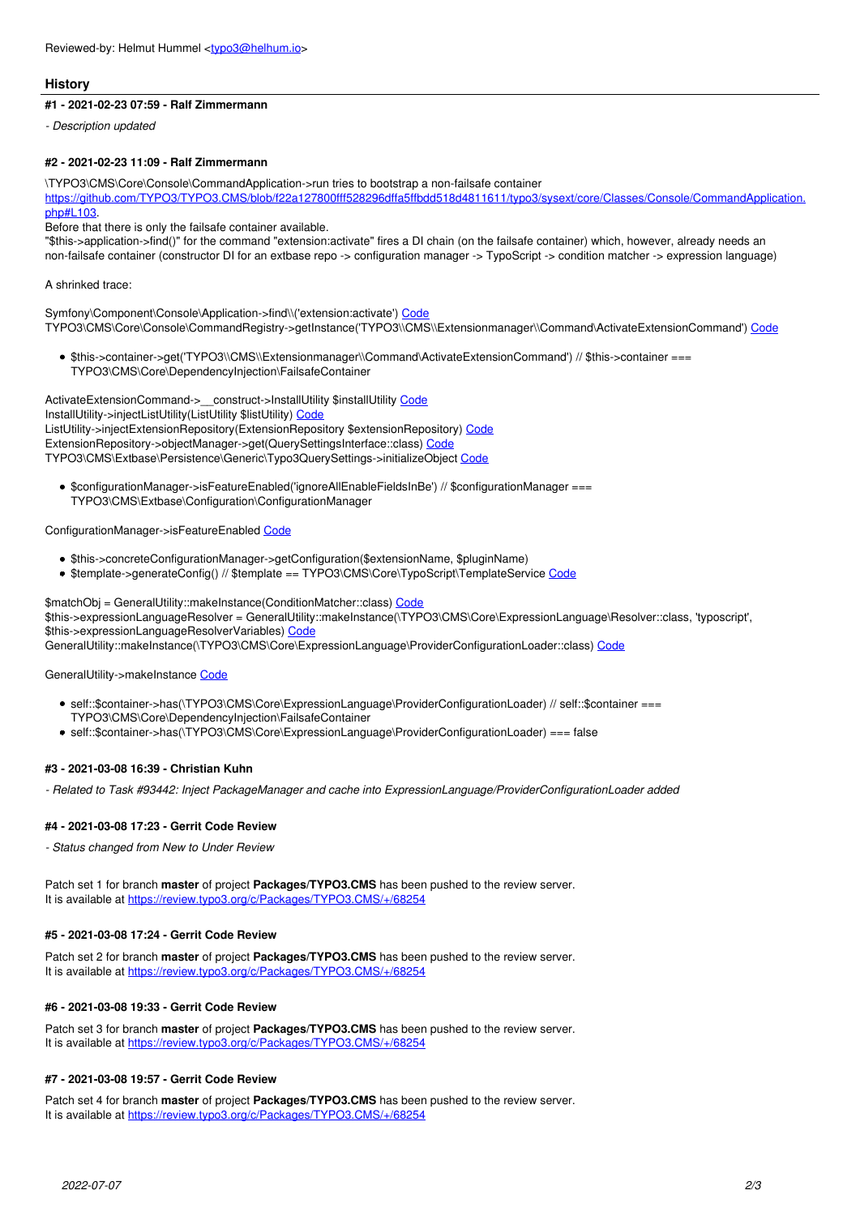Reviewed-by: Helmut Hummel <typo3@helhum.io>

## History

#### #1 - 2021-02-23 07:59 - Ralf Zimmermann

*- Description updated*

#### #2 - 2021-02-23 11:09 - Ralf Zimmermann

\TYPO3\CMS\Core\Console\CommandApplication->run tries to bootstrap a non-failsafe container
https://github.com/TYPO3/TYPO3.CMS/blob/f22a127800fff528296dffa5ffbdd518d4811611/typo3/sysext/core/Classes/Console/CommandApplication.php#L103.
Before that there is only the failsafe container available.
"$this->application->find()" for the command "extension:activate" fires a DI chain (on the failsafe container) which, however, already needs an non-failsafe container (constructor DI for an extbase repo -> configuration manager -> TypoScript -> condition matcher -> expression language)

A shrinked trace:

Symfony\Component\Console\Application->find\\('extension:activate') Code
TYPO3\CMS\Core\Console\CommandRegistry->getInstance('TYPO3\\CMS\\Extensionmanager\\Command\ActivateExtensionCommand') Code

- $this->container->get('TYPO3\\CMS\\Extensionmanager\\Command\ActivateExtensionCommand') // $this->container === TYPO3\CMS\Core\DependencyInjection\FailsafeContainer

ActivateExtensionCommand->__construct->InstallUtility $installUtility Code
InstallUtility->injectListUtility(ListUtility $listUtility) Code
ListUtility->injectExtensionRepository(ExtensionRepository $extensionRepository) Code
ExtensionRepository->objectManager->get(QuerySettingsInterface::class) Code
TYPO3\CMS\Extbase\Persistence\Generic\Typo3QuerySettings->initializeObject Code

- $configurationManager->isFeatureEnabled('ignoreAllEnableFieldsInBe') // $configurationManager === TYPO3\CMS\Extbase\Configuration\ConfigurationManager

ConfigurationManager->isFeatureEnabled Code

- $this->concreteConfigurationManager->getConfiguration($extensionName, $pluginName)
- $template->generateConfig() // $template == TYPO3\CMS\Core\TypoScript\TemplateService Code

$matchObj = GeneralUtility::makeInstance(ConditionMatcher::class) Code
$this->expressionLanguageResolver = GeneralUtility::makeInstance(\TYPO3\CMS\Core\ExpressionLanguage\Resolver::class, 'typoscript', $this->expressionLanguageResolverVariables) Code
GeneralUtility::makeInstance(\TYPO3\CMS\Core\ExpressionLanguage\ProviderConfigurationLoader::class) Code

GeneralUtility->makeInstance Code

- self::$container->has(\TYPO3\CMS\Core\ExpressionLanguage\ProviderConfigurationLoader) // self::$container === TYPO3\CMS\Core\DependencyInjection\FailsafeContainer
- self::$container->has(\TYPO3\CMS\Core\ExpressionLanguage\ProviderConfigurationLoader) === false

#### #3 - 2021-03-08 16:39 - Christian Kuhn

*- Related to Task #93442: Inject PackageManager and cache into ExpressionLanguage/ProviderConfigurationLoader added*

#### #4 - 2021-03-08 17:23 - Gerrit Code Review

*- Status changed from New to Under Review*

Patch set 1 for branch **master** of project **Packages/TYPO3.CMS** has been pushed to the review server.
It is available at https://review.typo3.org/c/Packages/TYPO3.CMS/+/68254

#### #5 - 2021-03-08 17:24 - Gerrit Code Review

Patch set 2 for branch **master** of project **Packages/TYPO3.CMS** has been pushed to the review server.
It is available at https://review.typo3.org/c/Packages/TYPO3.CMS/+/68254

#### #6 - 2021-03-08 19:33 - Gerrit Code Review

Patch set 3 for branch **master** of project **Packages/TYPO3.CMS** has been pushed to the review server.
It is available at https://review.typo3.org/c/Packages/TYPO3.CMS/+/68254

#### #7 - 2021-03-08 19:57 - Gerrit Code Review

Patch set 4 for branch **master** of project **Packages/TYPO3.CMS** has been pushed to the review server.
It is available at https://review.typo3.org/c/Packages/TYPO3.CMS/+/68254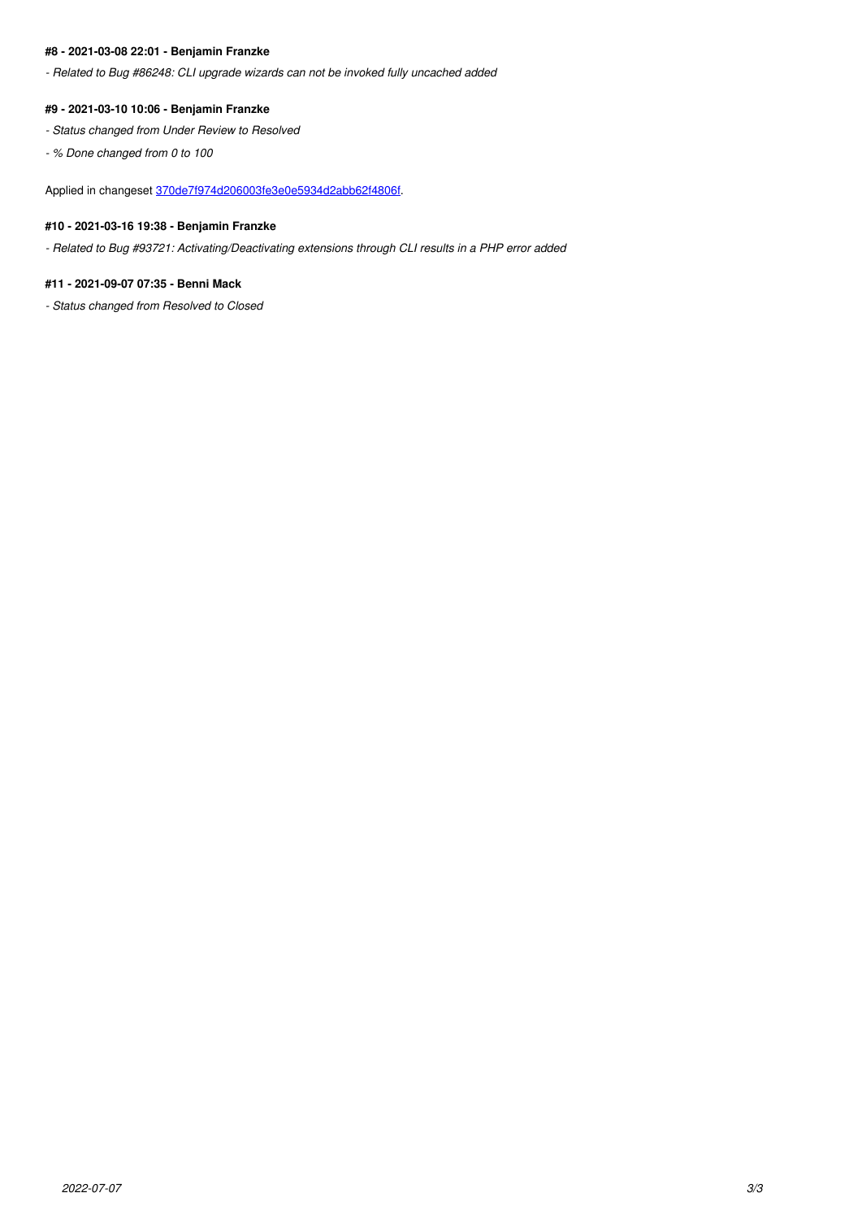#### #8 - 2021-03-08 22:01 - Benjamin Franzke

*- Related to Bug #86248: CLI upgrade wizards can not be invoked fully uncached added*

#### #9 - 2021-03-10 10:06 - Benjamin Franzke

*- Status changed from Under Review to Resolved*

*- % Done changed from 0 to 100*

Applied in changeset 370de7f974d206003fe3e0e5934d2abb62f4806f.

#### #10 - 2021-03-16 19:38 - Benjamin Franzke

*- Related to Bug #93721: Activating/Deactivating extensions through CLI results in a PHP error added*

#### #11 - 2021-09-07 07:35 - Benni Mack

*- Status changed from Resolved to Closed*